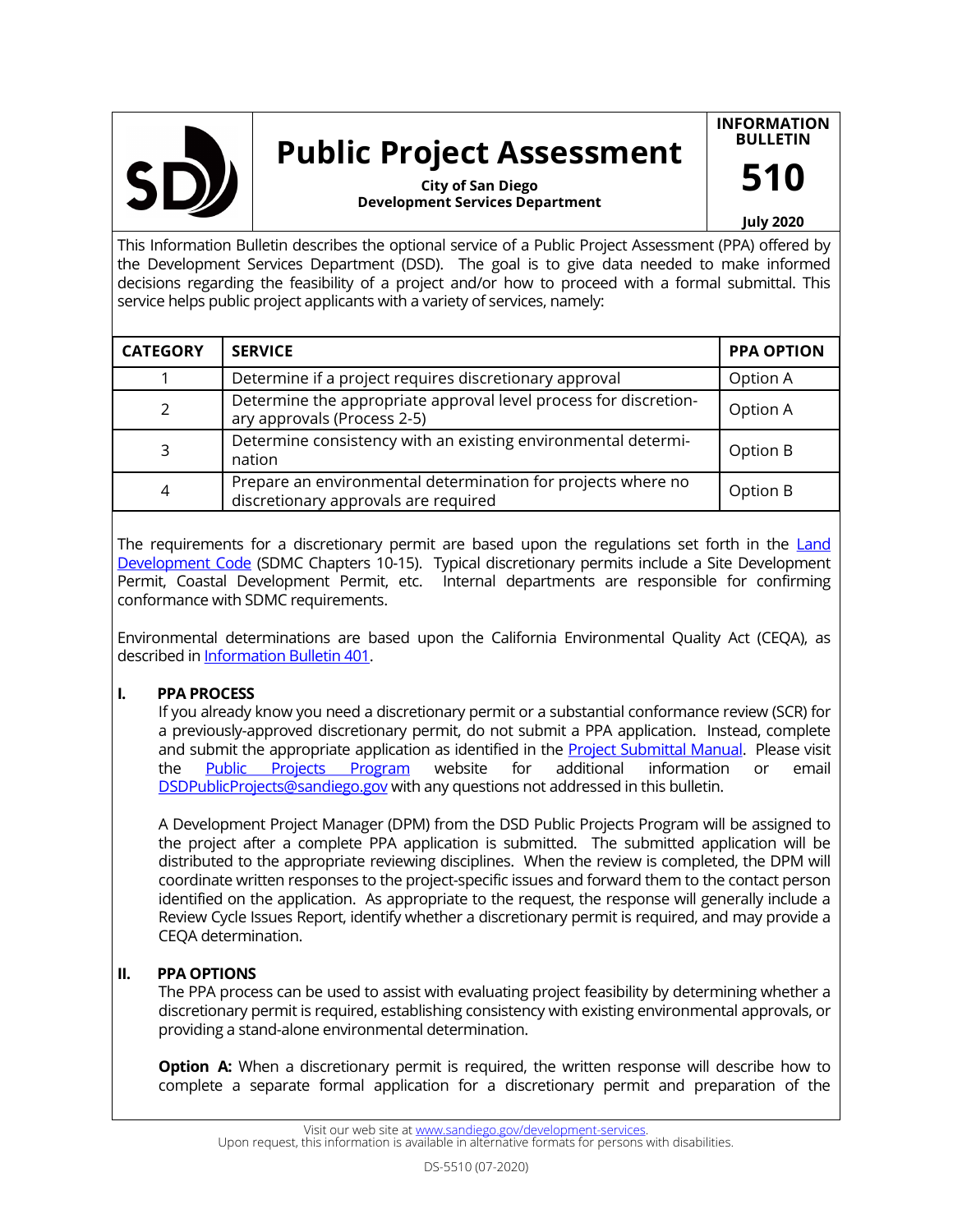# Public Project Assessment

**City of San Diego**
**Development Services Department**

**INFORMATION BULLETIN 510**

**July 2020**

This Information Bulletin describes the optional service of a Public Project Assessment (PPA) offered by the Development Services Department (DSD). The goal is to give data needed to make informed decisions regarding the feasibility of a project and/or how to proceed with a formal submittal. This service helps public project applicants with a variety of services, namely:

| CATEGORY | SERVICE | PPA OPTION |
|---|---|---|
| 1 | Determine if a project requires discretionary approval | Option A |
| 2 | Determine the appropriate approval level process for discretionary approvals (Process 2-5) | Option A |
| 3 | Determine consistency with an existing environmental determination | Option B |
| 4 | Prepare an environmental determination for projects where no discretionary approvals are required | Option B |

The requirements for a discretionary permit are based upon the regulations set forth in the Land Development Code (SDMC Chapters 10-15). Typical discretionary permits include a Site Development Permit, Coastal Development Permit, etc. Internal departments are responsible for confirming conformance with SDMC requirements.

Environmental determinations are based upon the California Environmental Quality Act (CEQA), as described in Information Bulletin 401.

## I. PPA PROCESS

If you already know you need a discretionary permit or a substantial conformance review (SCR) for a previously-approved discretionary permit, do not submit a PPA application. Instead, complete and submit the appropriate application as identified in the Project Submittal Manual. Please visit the Public Projects Program website for additional information or email DSDPublicProjects@sandiego.gov with any questions not addressed in this bulletin.

A Development Project Manager (DPM) from the DSD Public Projects Program will be assigned to the project after a complete PPA application is submitted. The submitted application will be distributed to the appropriate reviewing disciplines. When the review is completed, the DPM will coordinate written responses to the project-specific issues and forward them to the contact person identified on the application. As appropriate to the request, the response will generally include a Review Cycle Issues Report, identify whether a discretionary permit is required, and may provide a CEQA determination.

## II. PPA OPTIONS

The PPA process can be used to assist with evaluating project feasibility by determining whether a discretionary permit is required, establishing consistency with existing environmental approvals, or providing a stand-alone environmental determination.

**Option A:** When a discretionary permit is required, the written response will describe how to complete a separate formal application for a discretionary permit and preparation of the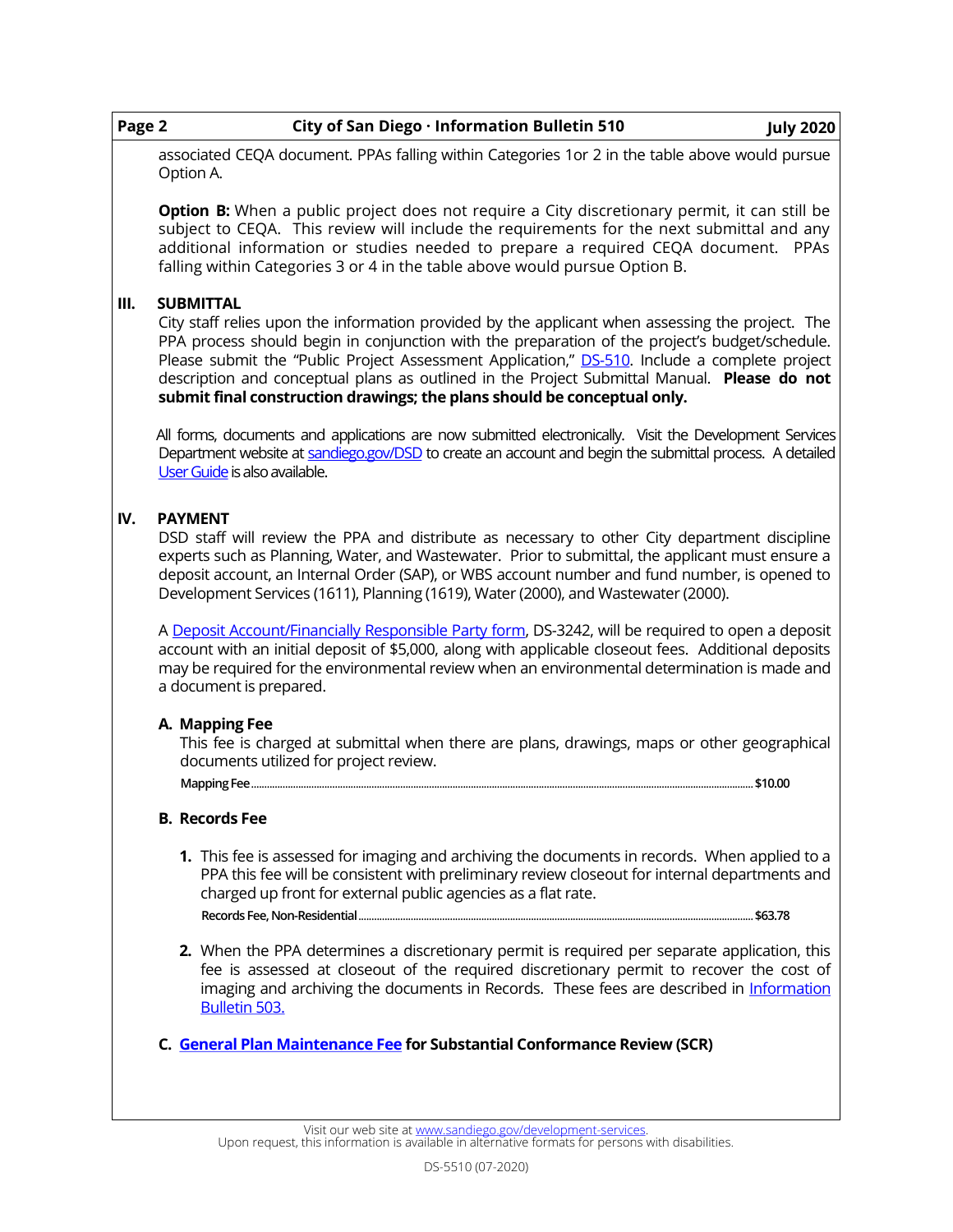associated CEQA document. PPAs falling within Categories 1or 2 in the table above would pursue Option A.

**Option B:** When a public project does not require a City discretionary permit, it can still be subject to CEQA. This review will include the requirements for the next submittal and any additional information or studies needed to prepare a required CEQA document. PPAs falling within Categories 3 or 4 in the table above would pursue Option B.

## III. SUBMITTAL

City staff relies upon the information provided by the applicant when assessing the project. The PPA process should begin in conjunction with the preparation of the project's budget/schedule. Please submit the "Public Project Assessment Application," [DS-510](). Include a complete project description and conceptual plans as outlined in the Project Submittal Manual. **Please do not submit final construction drawings; the plans should be conceptual only.**

All forms, documents and applications are now submitted electronically. Visit the Development Services Department website at [sandiego.gov/DSD]() to create an account and begin the submittal process. A detailed [User Guide]() is also available.

## IV. PAYMENT

DSD staff will review the PPA and distribute as necessary to other City department discipline experts such as Planning, Water, and Wastewater. Prior to submittal, the applicant must ensure a deposit account, an Internal Order (SAP), or WBS account number and fund number, is opened to Development Services (1611), Planning (1619), Water (2000), and Wastewater (2000).

A [Deposit Account/Financially Responsible Party form](), DS-3242, will be required to open a deposit account with an initial deposit of $5,000, along with applicable closeout fees. Additional deposits may be required for the environmental review when an environmental determination is made and a document is prepared.

### A. Mapping Fee

This fee is charged at submittal when there are plans, drawings, maps or other geographical documents utilized for project review.

Mapping Fee .......... $10.00

### B. Records Fee

1. This fee is assessed for imaging and archiving the documents in records. When applied to a PPA this fee will be consistent with preliminary review closeout for internal departments and charged up front for external public agencies as a flat rate.

   Records Fee, Non-Residential .......... $63.78

2. When the PPA determines a discretionary permit is required per separate application, this fee is assessed at closeout of the required discretionary permit to recover the cost of imaging and archiving the documents in Records. These fees are described in [Information Bulletin 503.]()

### C. [General Plan Maintenance Fee]() for Substantial Conformance Review (SCR)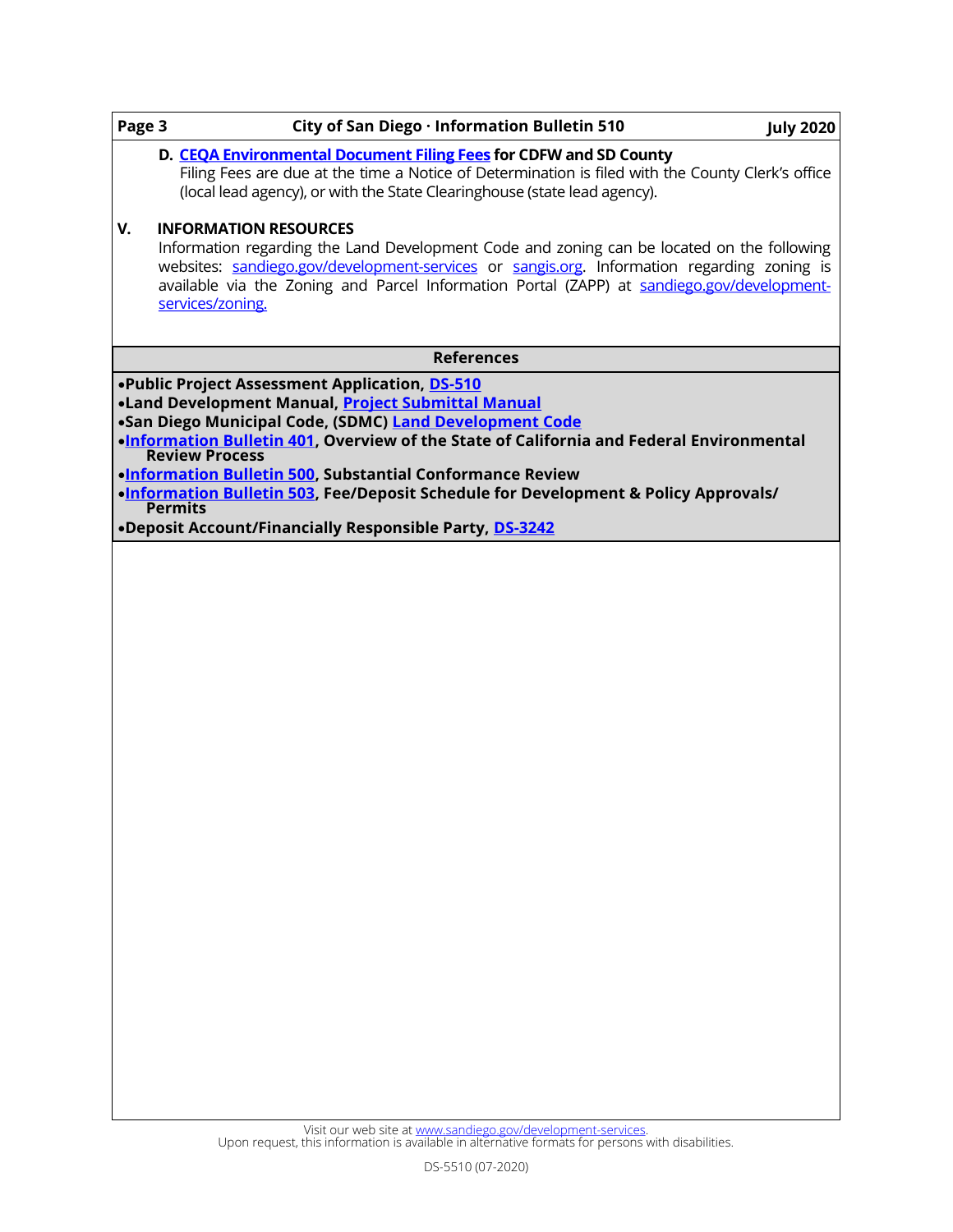**D. CEQA Environmental Document Filing Fees for CDFW and SD County**

Filing Fees are due at the time a Notice of Determination is filed with the County Clerk's office (local lead agency), or with the State Clearinghouse (state lead agency).

## V. INFORMATION RESOURCES

Information regarding the Land Development Code and zoning can be located on the following websites: sandiego.gov/development-services or sangis.org. Information regarding zoning is available via the Zoning and Parcel Information Portal (ZAPP) at sandiego.gov/development-services/zoning.

### References

- **Public Project Assessment Application, DS-510**
- **Land Development Manual, Project Submittal Manual**
- **San Diego Municipal Code, (SDMC) Land Development Code**
- **Information Bulletin 401, Overview of the State of California and Federal Environmental Review Process**
- **Information Bulletin 500, Substantial Conformance Review**
- **Information Bulletin 503, Fee/Deposit Schedule for Development & Policy Approvals/ Permits**
- **Deposit Account/Financially Responsible Party, DS-3242**

Visit our web site at www.sandiego.gov/development-services.
Upon request, this information is available in alternative formats for persons with disabilities.

DS-5510 (07-2020)